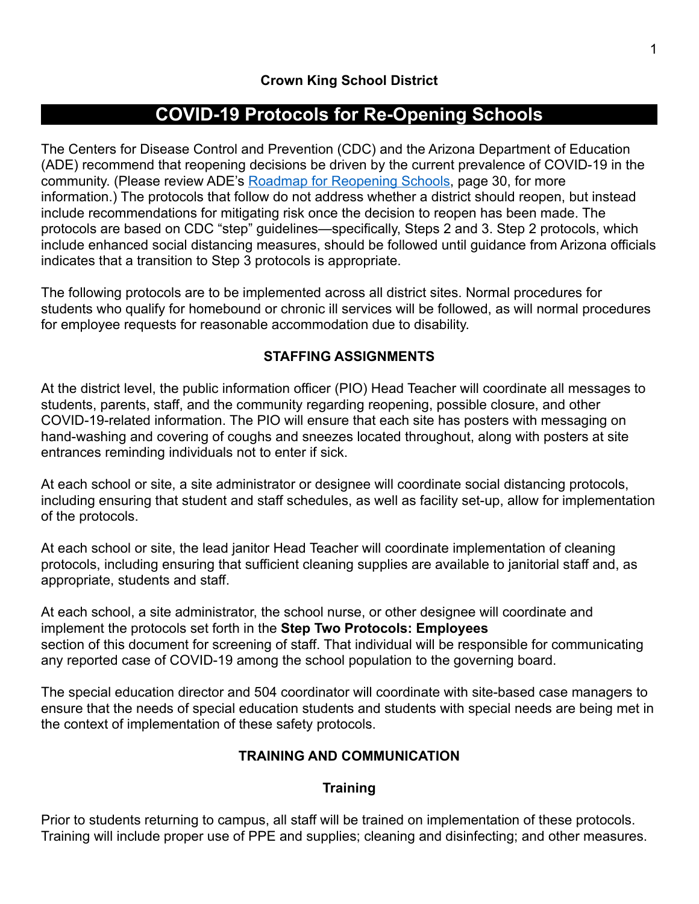**Crown King School District**

# COVID-19 Protocols for Re-Opening Schools

The Centers for Disease Control and Prevention (CDC) and the Arizona Department of Education (ADE) recommend that reopening decisions be driven by the current prevalence of COVID-19 in the community. (Please review ADE's [Roadmap for Reopening Schools](), page 30, for more information.) The protocols that follow do not address whether a district should reopen, but instead include recommendations for mitigating risk once the decision to reopen has been made. The protocols are based on CDC "step" guidelines—specifically, Steps 2 and 3. Step 2 protocols, which include enhanced social distancing measures, should be followed until guidance from Arizona officials indicates that a transition to Step 3 protocols is appropriate.

The following protocols are to be implemented across all district sites. Normal procedures for students who qualify for homebound or chronic ill services will be followed, as will normal procedures for employee requests for reasonable accommodation due to disability.

## STAFFING ASSIGNMENTS

At the district level, the public information officer (PIO) Head Teacher will coordinate all messages to students, parents, staff, and the community regarding reopening, possible closure, and other COVID-19-related information. The PIO will ensure that each site has posters with messaging on hand-washing and covering of coughs and sneezes located throughout, along with posters at site entrances reminding individuals not to enter if sick.

At each school or site, a site administrator or designee will coordinate social distancing protocols, including ensuring that student and staff schedules, as well as facility set-up, allow for implementation of the protocols.

At each school or site, the lead janitor Head Teacher will coordinate implementation of cleaning protocols, including ensuring that sufficient cleaning supplies are available to janitorial staff and, as appropriate, students and staff.

At each school, a site administrator, the school nurse, or other designee will coordinate and implement the protocols set forth in the **Step Two Protocols: Employees** section of this document for screening of staff. That individual will be responsible for communicating any reported case of COVID-19 among the school population to the governing board.

The special education director and 504 coordinator will coordinate with site-based case managers to ensure that the needs of special education students and students with special needs are being met in the context of implementation of these safety protocols.

## TRAINING AND COMMUNICATION

### Training

Prior to students returning to campus, all staff will be trained on implementation of these protocols. Training will include proper use of PPE and supplies; cleaning and disinfecting; and other measures.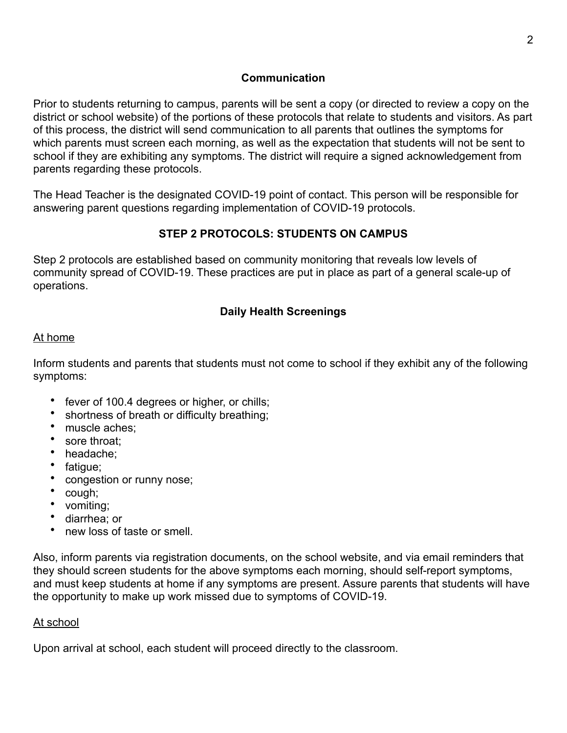## Communication

Prior to students returning to campus, parents will be sent a copy (or directed to review a copy on the district or school website) of the portions of these protocols that relate to students and visitors. As part of this process, the district will send communication to all parents that outlines the symptoms for which parents must screen each morning, as well as the expectation that students will not be sent to school if they are exhibiting any symptoms. The district will require a signed acknowledgement from parents regarding these protocols.

The Head Teacher is the designated COVID-19 point of contact. This person will be responsible for answering parent questions regarding implementation of COVID-19 protocols.

## STEP 2 PROTOCOLS: STUDENTS ON CAMPUS

Step 2 protocols are established based on community monitoring that reveals low levels of community spread of COVID-19. These practices are put in place as part of a general scale-up of operations.

### Daily Health Screenings

At home

Inform students and parents that students must not come to school if they exhibit any of the following symptoms:

- fever of 100.4 degrees or higher, or chills;
- shortness of breath or difficulty breathing;
- muscle aches;
- sore throat;
- headache;
- fatigue;
- congestion or runny nose;
- cough;
- vomiting;
- diarrhea; or
- new loss of taste or smell.

Also, inform parents via registration documents, on the school website, and via email reminders that they should screen students for the above symptoms each morning, should self-report symptoms, and must keep students at home if any symptoms are present. Assure parents that students will have the opportunity to make up work missed due to symptoms of COVID-19.

At school

Upon arrival at school, each student will proceed directly to the classroom.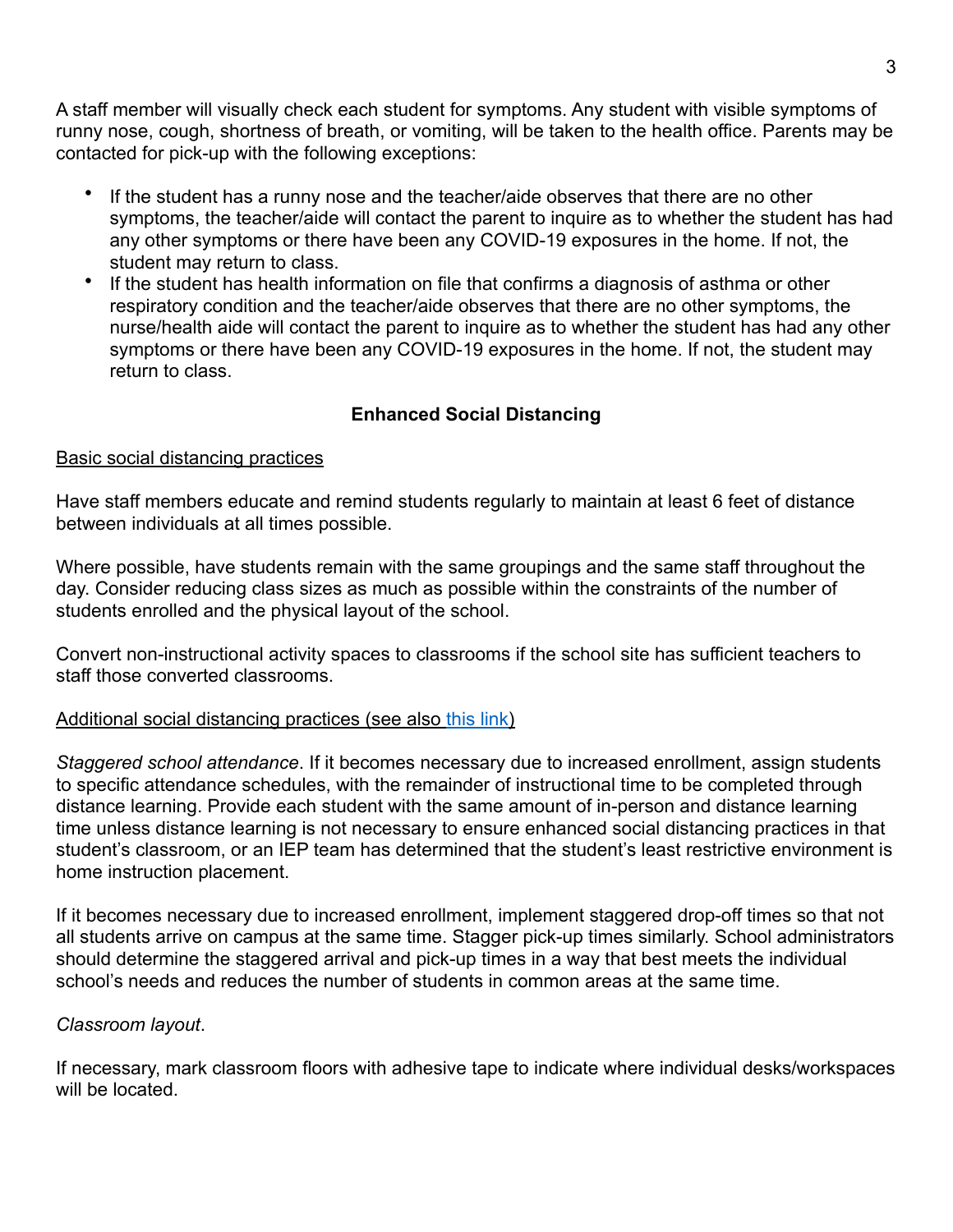A staff member will visually check each student for symptoms. Any student with visible symptoms of runny nose, cough, shortness of breath, or vomiting, will be taken to the health office. Parents may be contacted for pick-up with the following exceptions:

- If the student has a runny nose and the teacher/aide observes that there are no other symptoms, the teacher/aide will contact the parent to inquire as to whether the student has had any other symptoms or there have been any COVID-19 exposures in the home. If not, the student may return to class.
- If the student has health information on file that confirms a diagnosis of asthma or other respiratory condition and the teacher/aide observes that there are no other symptoms, the nurse/health aide will contact the parent to inquire as to whether the student has had any other symptoms or there have been any COVID-19 exposures in the home. If not, the student may return to class.

## Enhanced Social Distancing

<u>Basic social distancing practices</u>

Have staff members educate and remind students regularly to maintain at least 6 feet of distance between individuals at all times possible.

Where possible, have students remain with the same groupings and the same staff throughout the day. Consider reducing class sizes as much as possible within the constraints of the number of students enrolled and the physical layout of the school.

Convert non-instructional activity spaces to classrooms if the school site has sufficient teachers to staff those converted classrooms.

<u>Additional social distancing practices (see also this link)</u>

*Staggered school attendance*. If it becomes necessary due to increased enrollment, assign students to specific attendance schedules, with the remainder of instructional time to be completed through distance learning. Provide each student with the same amount of in-person and distance learning time unless distance learning is not necessary to ensure enhanced social distancing practices in that student's classroom, or an IEP team has determined that the student's least restrictive environment is home instruction placement.

If it becomes necessary due to increased enrollment, implement staggered drop-off times so that not all students arrive on campus at the same time. Stagger pick-up times similarly. School administrators should determine the staggered arrival and pick-up times in a way that best meets the individual school's needs and reduces the number of students in common areas at the same time.

*Classroom layout*.

If necessary, mark classroom floors with adhesive tape to indicate where individual desks/workspaces will be located.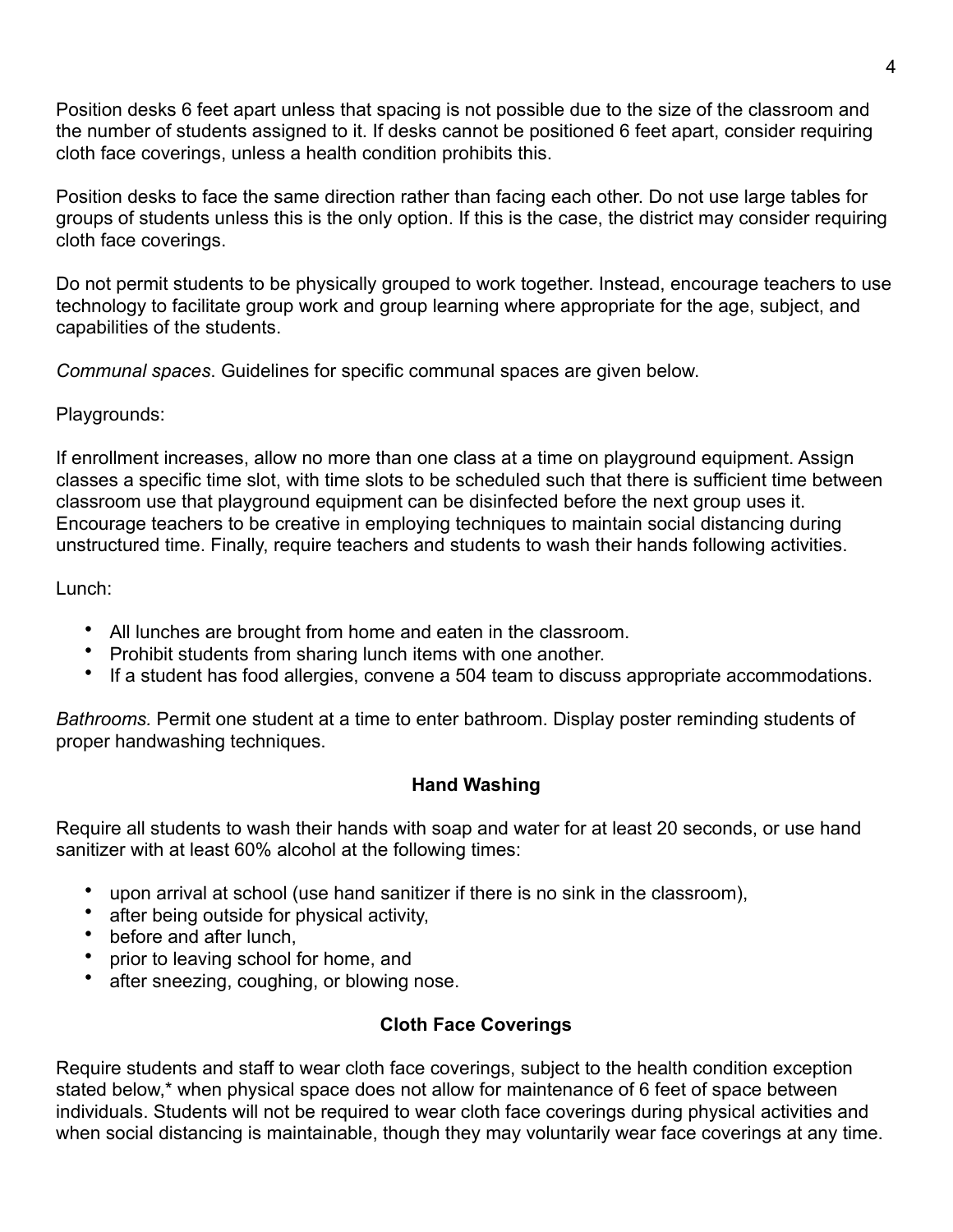Position desks 6 feet apart unless that spacing is not possible due to the size of the classroom and the number of students assigned to it. If desks cannot be positioned 6 feet apart, consider requiring cloth face coverings, unless a health condition prohibits this.

Position desks to face the same direction rather than facing each other. Do not use large tables for groups of students unless this is the only option. If this is the case, the district may consider requiring cloth face coverings.

Do not permit students to be physically grouped to work together. Instead, encourage teachers to use technology to facilitate group work and group learning where appropriate for the age, subject, and capabilities of the students.

*Communal spaces*. Guidelines for specific communal spaces are given below.

Playgrounds:

If enrollment increases, allow no more than one class at a time on playground equipment. Assign classes a specific time slot, with time slots to be scheduled such that there is sufficient time between classroom use that playground equipment can be disinfected before the next group uses it. Encourage teachers to be creative in employing techniques to maintain social distancing during unstructured time. Finally, require teachers and students to wash their hands following activities.

Lunch:

- All lunches are brought from home and eaten in the classroom.
- Prohibit students from sharing lunch items with one another.
- If a student has food allergies, convene a 504 team to discuss appropriate accommodations.

*Bathrooms.* Permit one student at a time to enter bathroom. Display poster reminding students of proper handwashing techniques.

### Hand Washing

Require all students to wash their hands with soap and water for at least 20 seconds, or use hand sanitizer with at least 60% alcohol at the following times:

- upon arrival at school (use hand sanitizer if there is no sink in the classroom),
- after being outside for physical activity,
- before and after lunch,
- prior to leaving school for home, and
- after sneezing, coughing, or blowing nose.

### Cloth Face Coverings

Require students and staff to wear cloth face coverings, subject to the health condition exception stated below,* when physical space does not allow for maintenance of 6 feet of space between individuals. Students will not be required to wear cloth face coverings during physical activities and when social distancing is maintainable, though they may voluntarily wear face coverings at any time.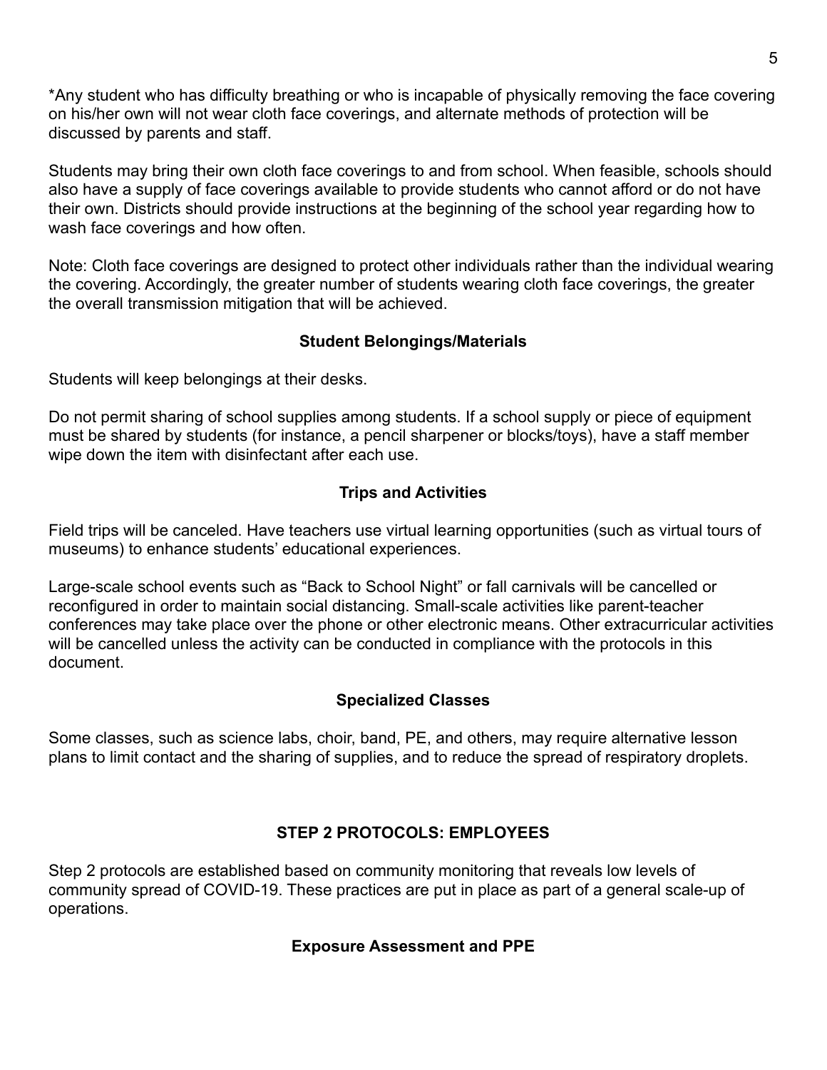*Any student who has difficulty breathing or who is incapable of physically removing the face covering on his/her own will not wear cloth face coverings, and alternate methods of protection will be discussed by parents and staff.

Students may bring their own cloth face coverings to and from school. When feasible, schools should also have a supply of face coverings available to provide students who cannot afford or do not have their own. Districts should provide instructions at the beginning of the school year regarding how to wash face coverings and how often.

Note: Cloth face coverings are designed to protect other individuals rather than the individual wearing the covering. Accordingly, the greater number of students wearing cloth face coverings, the greater the overall transmission mitigation that will be achieved.

### Student Belongings/Materials

Students will keep belongings at their desks.

Do not permit sharing of school supplies among students. If a school supply or piece of equipment must be shared by students (for instance, a pencil sharpener or blocks/toys), have a staff member wipe down the item with disinfectant after each use.

### Trips and Activities

Field trips will be canceled. Have teachers use virtual learning opportunities (such as virtual tours of museums) to enhance students' educational experiences.

Large-scale school events such as "Back to School Night" or fall carnivals will be cancelled or reconfigured in order to maintain social distancing. Small-scale activities like parent-teacher conferences may take place over the phone or other electronic means. Other extracurricular activities will be cancelled unless the activity can be conducted in compliance with the protocols in this document.

### Specialized Classes

Some classes, such as science labs, choir, band, PE, and others, may require alternative lesson plans to limit contact and the sharing of supplies, and to reduce the spread of respiratory droplets.

## STEP 2 PROTOCOLS: EMPLOYEES

Step 2 protocols are established based on community monitoring that reveals low levels of community spread of COVID-19. These practices are put in place as part of a general scale-up of operations.

### Exposure Assessment and PPE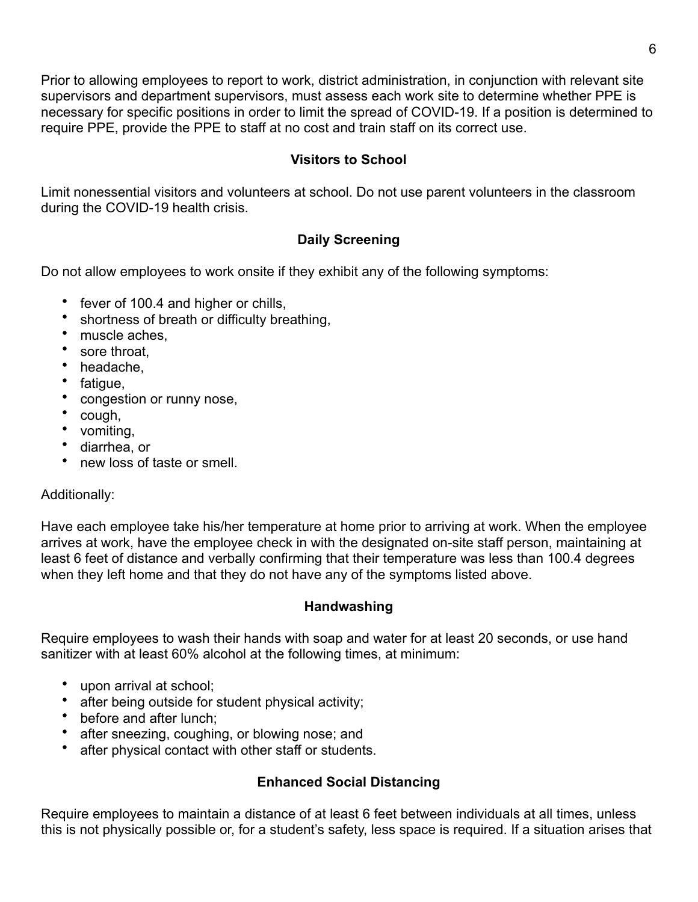Prior to allowing employees to report to work, district administration, in conjunction with relevant site supervisors and department supervisors, must assess each work site to determine whether PPE is necessary for specific positions in order to limit the spread of COVID-19. If a position is determined to require PPE, provide the PPE to staff at no cost and train staff on its correct use.

### Visitors to School

Limit nonessential visitors and volunteers at school. Do not use parent volunteers in the classroom during the COVID-19 health crisis.

### Daily Screening

Do not allow employees to work onsite if they exhibit any of the following symptoms:

- fever of 100.4 and higher or chills,
- shortness of breath or difficulty breathing,
- muscle aches,
- sore throat,
- headache,
- fatigue,
- congestion or runny nose,
- cough,
- vomiting,
- diarrhea, or
- new loss of taste or smell.

Additionally:

Have each employee take his/her temperature at home prior to arriving at work. When the employee arrives at work, have the employee check in with the designated on-site staff person, maintaining at least 6 feet of distance and verbally confirming that their temperature was less than 100.4 degrees when they left home and that they do not have any of the symptoms listed above.

### Handwashing

Require employees to wash their hands with soap and water for at least 20 seconds, or use hand sanitizer with at least 60% alcohol at the following times, at minimum:

- upon arrival at school;
- after being outside for student physical activity;
- before and after lunch;
- after sneezing, coughing, or blowing nose; and
- after physical contact with other staff or students.

### Enhanced Social Distancing

Require employees to maintain a distance of at least 6 feet between individuals at all times, unless this is not physically possible or, for a student's safety, less space is required. If a situation arises that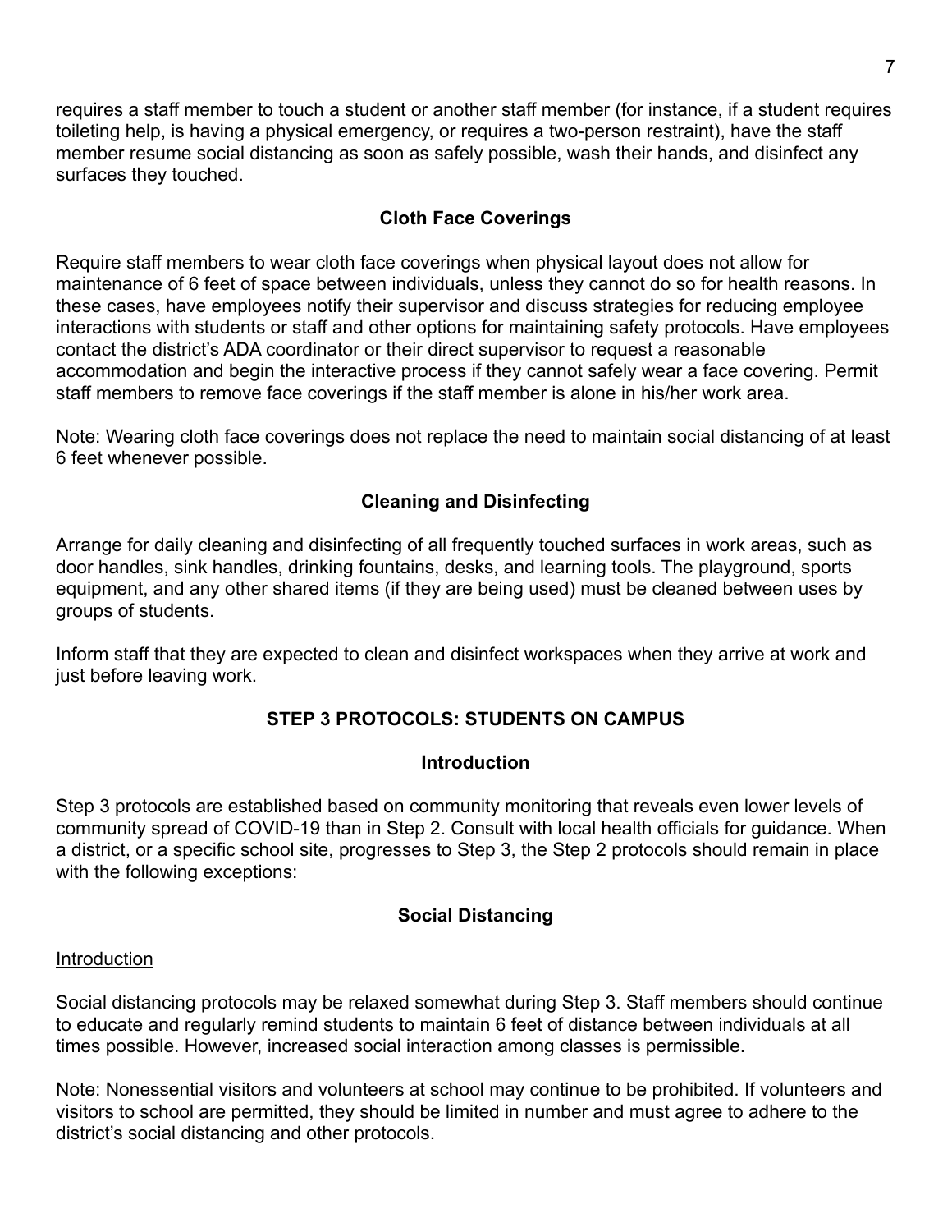requires a staff member to touch a student or another staff member (for instance, if a student requires toileting help, is having a physical emergency, or requires a two-person restraint), have the staff member resume social distancing as soon as safely possible, wash their hands, and disinfect any surfaces they touched.

### Cloth Face Coverings

Require staff members to wear cloth face coverings when physical layout does not allow for maintenance of 6 feet of space between individuals, unless they cannot do so for health reasons. In these cases, have employees notify their supervisor and discuss strategies for reducing employee interactions with students or staff and other options for maintaining safety protocols. Have employees contact the district's ADA coordinator or their direct supervisor to request a reasonable accommodation and begin the interactive process if they cannot safely wear a face covering. Permit staff members to remove face coverings if the staff member is alone in his/her work area.

Note: Wearing cloth face coverings does not replace the need to maintain social distancing of at least 6 feet whenever possible.

### Cleaning and Disinfecting

Arrange for daily cleaning and disinfecting of all frequently touched surfaces in work areas, such as door handles, sink handles, drinking fountains, desks, and learning tools. The playground, sports equipment, and any other shared items (if they are being used) must be cleaned between uses by groups of students.

Inform staff that they are expected to clean and disinfect workspaces when they arrive at work and just before leaving work.

## STEP 3 PROTOCOLS: STUDENTS ON CAMPUS

### Introduction

Step 3 protocols are established based on community monitoring that reveals even lower levels of community spread of COVID-19 than in Step 2. Consult with local health officials for guidance. When a district, or a specific school site, progresses to Step 3, the Step 2 protocols should remain in place with the following exceptions:

### Social Distancing

<u>Introduction</u>

Social distancing protocols may be relaxed somewhat during Step 3. Staff members should continue to educate and regularly remind students to maintain 6 feet of distance between individuals at all times possible. However, increased social interaction among classes is permissible.

Note: Nonessential visitors and volunteers at school may continue to be prohibited. If volunteers and visitors to school are permitted, they should be limited in number and must agree to adhere to the district's social distancing and other protocols.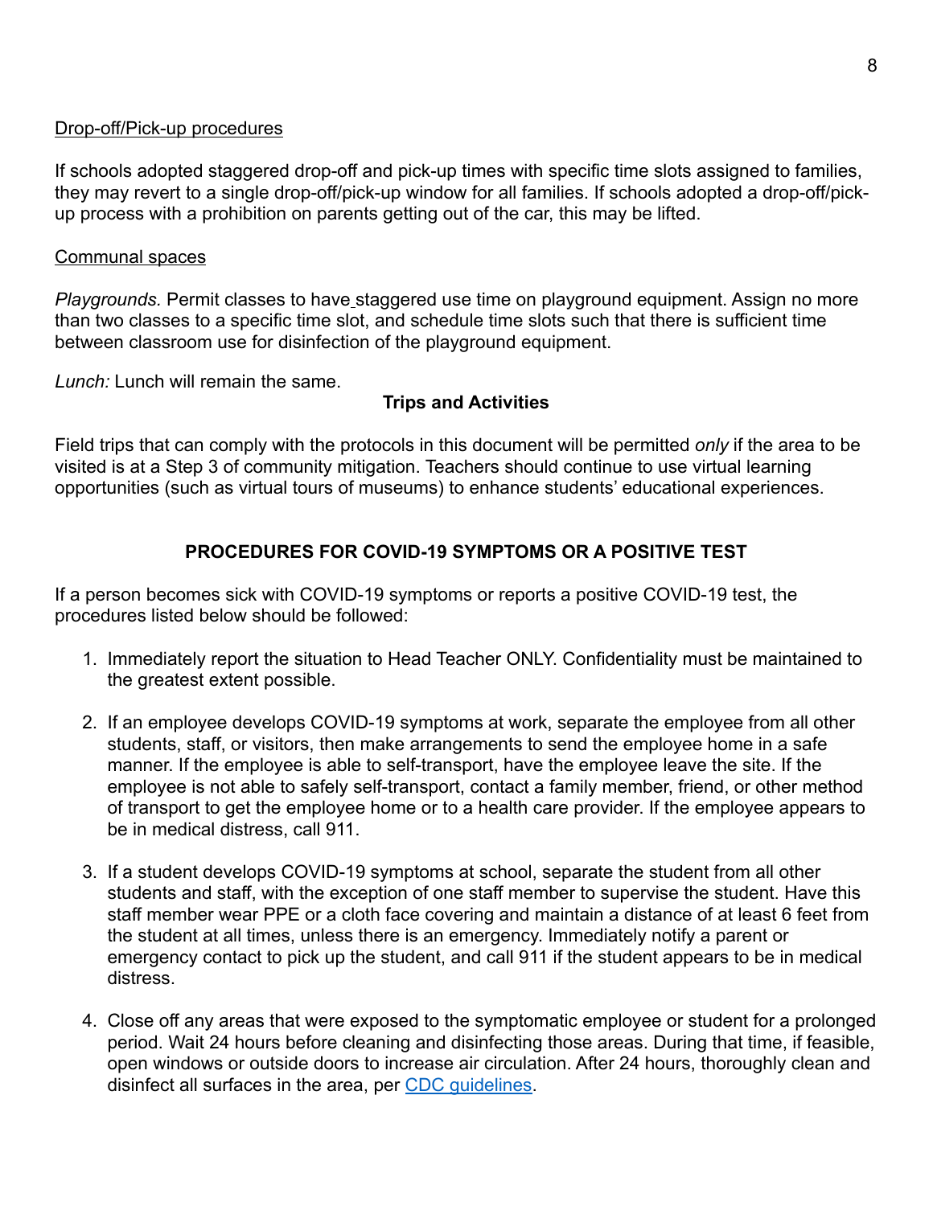<u>Drop-off/Pick-up procedures</u>

If schools adopted staggered drop-off and pick-up times with specific time slots assigned to families, they may revert to a single drop-off/pick-up window for all families. If schools adopted a drop-off/pick-up process with a prohibition on parents getting out of the car, this may be lifted.

<u>Communal spaces</u>

*Playgrounds.* Permit classes to have staggered use time on playground equipment. Assign no more than two classes to a specific time slot, and schedule time slots such that there is sufficient time between classroom use for disinfection of the playground equipment.

*Lunch:* Lunch will remain the same.

**Trips and Activities**

Field trips that can comply with the protocols in this document will be permitted *only* if the area to be visited is at a Step 3 of community mitigation. Teachers should continue to use virtual learning opportunities (such as virtual tours of museums) to enhance students' educational experiences.

## PROCEDURES FOR COVID-19 SYMPTOMS OR A POSITIVE TEST

If a person becomes sick with COVID-19 symptoms or reports a positive COVID-19 test, the procedures listed below should be followed:

1. Immediately report the situation to Head Teacher ONLY. Confidentiality must be maintained to the greatest extent possible.

2. If an employee develops COVID-19 symptoms at work, separate the employee from all other students, staff, or visitors, then make arrangements to send the employee home in a safe manner. If the employee is able to self-transport, have the employee leave the site. If the employee is not able to safely self-transport, contact a family member, friend, or other method of transport to get the employee home or to a health care provider. If the employee appears to be in medical distress, call 911.

3. If a student develops COVID-19 symptoms at school, separate the student from all other students and staff, with the exception of one staff member to supervise the student. Have this staff member wear PPE or a cloth face covering and maintain a distance of at least 6 feet from the student at all times, unless there is an emergency. Immediately notify a parent or emergency contact to pick up the student, and call 911 if the student appears to be in medical distress.

4. Close off any areas that were exposed to the symptomatic employee or student for a prolonged period. Wait 24 hours before cleaning and disinfecting those areas. During that time, if feasible, open windows or outside doors to increase air circulation. After 24 hours, thoroughly clean and disinfect all surfaces in the area, per CDC guidelines.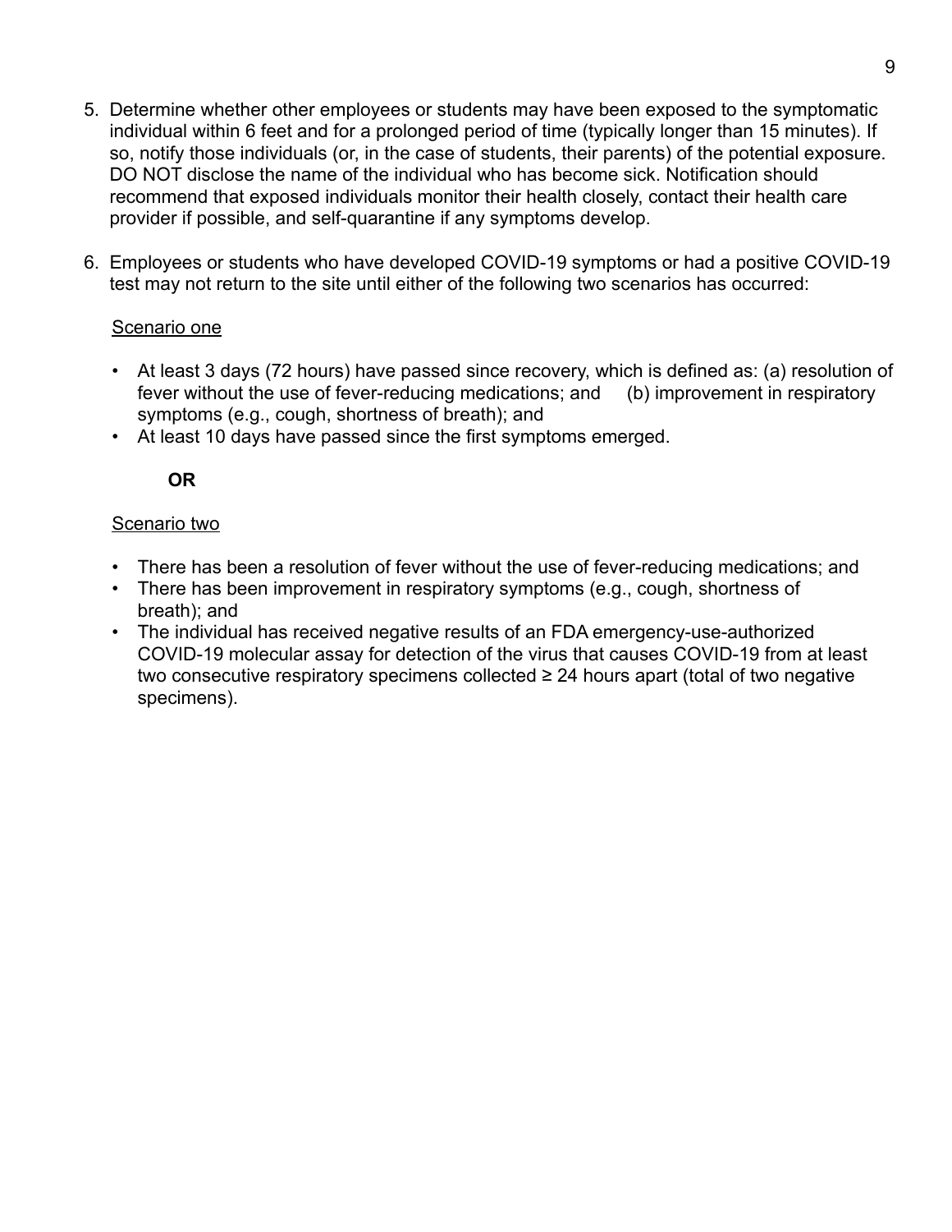5. Determine whether other employees or students may have been exposed to the symptomatic individual within 6 feet and for a prolonged period of time (typically longer than 15 minutes). If so, notify those individuals (or, in the case of students, their parents) of the potential exposure. DO NOT disclose the name of the individual who has become sick. Notification should recommend that exposed individuals monitor their health closely, contact their health care provider if possible, and self-quarantine if any symptoms develop.

6. Employees or students who have developed COVID-19 symptoms or had a positive COVID-19 test may not return to the site until either of the following two scenarios has occurred:

   Scenario one

   - At least 3 days (72 hours) have passed since recovery, which is defined as: (a) resolution of fever without the use of fever-reducing medications; and (b) improvement in respiratory symptoms (e.g., cough, shortness of breath); and
   - At least 10 days have passed since the first symptoms emerged.

   **OR**

   Scenario two

   - There has been a resolution of fever without the use of fever-reducing medications; and
   - There has been improvement in respiratory symptoms (e.g., cough, shortness of breath); and
   - The individual has received negative results of an FDA emergency-use-authorized COVID-19 molecular assay for detection of the virus that causes COVID-19 from at least two consecutive respiratory specimens collected ≥ 24 hours apart (total of two negative specimens).